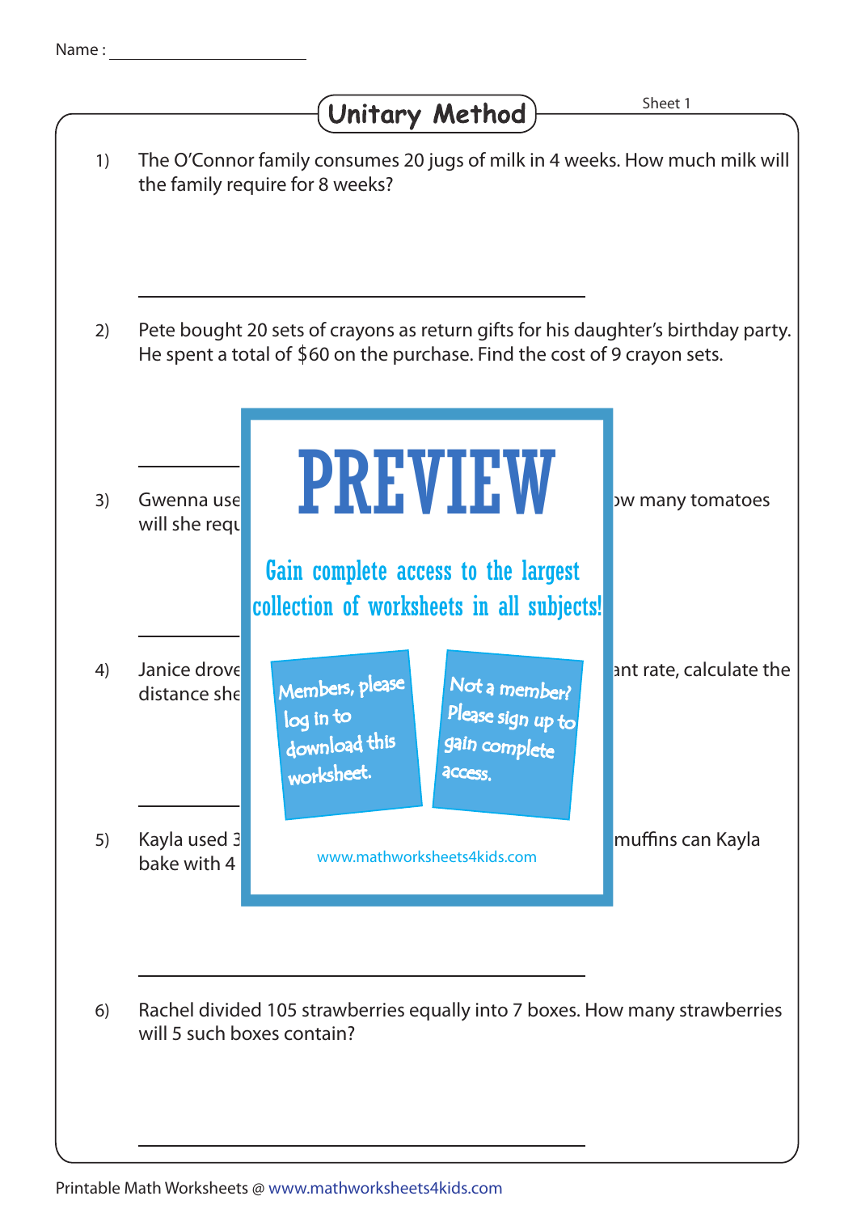Name : ____________________

# Unitary Method

Sheet 1

1) The O'Connor family consumes 20 jugs of milk in 4 weeks. How much milk will the family require for 8 weeks?

______________________________

2) Pete bought 20 sets of crayons as return gifts for his daughter's birthday party. He spent a total of $60 on the purchase. Find the cost of 9 crayon sets.

______________________________

3) Gwenna use ... ow many tomatoes will she requ ...

______________________________

4) Janice drove ... ant rate, calculate the distance she ...

______________________________

5) Kayla used 3 ... muffins can Kayla bake with 4 ...

**PREVIEW**

Gain complete access to the largest collection of worksheets in all subjects!

Members, please log in to download this worksheet.

Not a member? Please sign up to gain complete access.

www.mathworksheets4kids.com

______________________________

6) Rachel divided 105 strawberries equally into 7 boxes. How many strawberries will 5 such boxes contain?

______________________________

Printable Math Worksheets @ www.mathworksheets4kids.com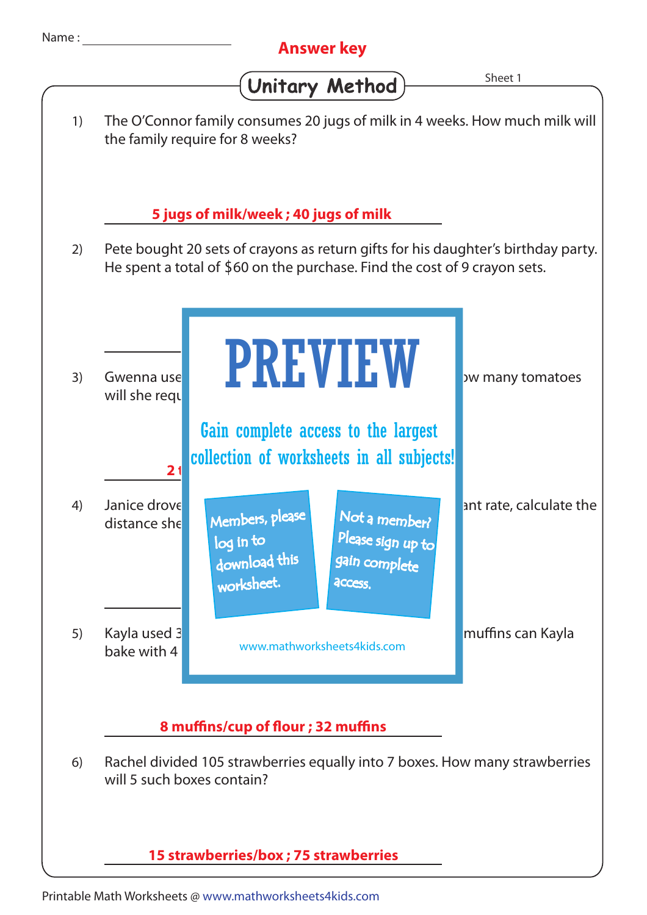Name :

**Answer key**

# Unitary Method

Sheet 1

1) The O'Connor family consumes 20 jugs of milk in 4 weeks. How much milk will the family require for 8 weeks?

**5 jugs of milk/week ; 40 jugs of milk**

2) Pete bought 20 sets of crayons as return gifts for his daughter's birthday party. He spent a total of $60 on the purchase. Find the cost of 9 crayon sets.

PREVIEW

Gain complete access to the largest collection of worksheets in all subjects!

Members, please log in to download this worksheet.

Not a member? Please sign up to gain complete access.

www.mathworksheets4kids.com

3) Gwenna use ... ow many tomatoes will she requ...

**2 t...**

4) Janice drove ... ant rate, calculate the distance she ...

5) Kayla used 3 ... muffins can Kayla bake with 4 ...

**8 muffins/cup of flour ; 32 muffins**

6) Rachel divided 105 strawberries equally into 7 boxes. How many strawberries will 5 such boxes contain?

**15 strawberries/box ; 75 strawberries**

Printable Math Worksheets @ www.mathworksheets4kids.com